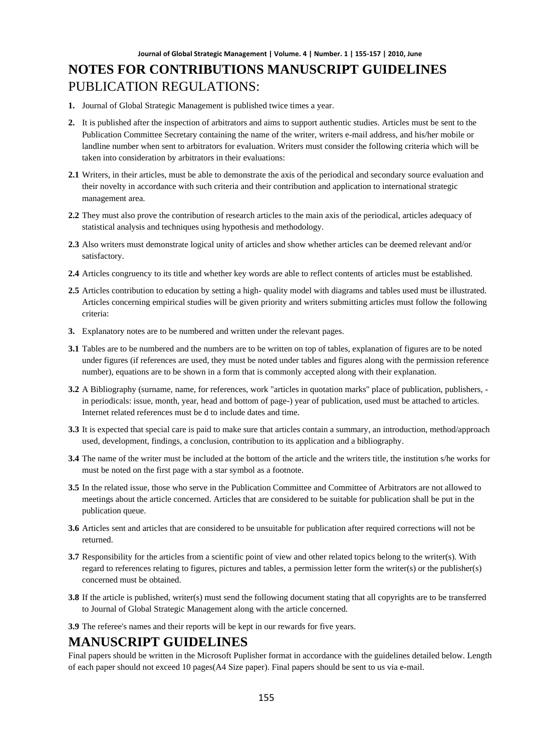# NOTES FOR CONTRIBUTIONS MANUSCRIPT GUIDELINES

## PUBLICATION REGULATIONS:

**1.** Journal of Global Strategic Management is published twice times a year.

**2.** It is published after the inspection of arbitrators and aims to support authentic studies. Articles must be sent to the Publication Committee Secretary containing the name of the writer, writers e-mail address, and his/her mobile or landline number when sent to arbitrators for evaluation. Writers must consider the following criteria which will be taken into consideration by arbitrators in their evaluations:

**2.1** Writers, in their articles, must be able to demonstrate the axis of the periodical and secondary source evaluation and their novelty in accordance with such criteria and their contribution and application to international strategic management area.

**2.2** They must also prove the contribution of research articles to the main axis of the periodical, articles adequacy of statistical analysis and techniques using hypothesis and methodology.

**2.3** Also writers must demonstrate logical unity of articles and show whether articles can be deemed relevant and/or satisfactory.

**2.4** Articles congruency to its title and whether key words are able to reflect contents of articles must be established.

**2.5** Articles contribution to education by setting a high- quality model with diagrams and tables used must be illustrated. Articles concerning empirical studies will be given priority and writers submitting articles must follow the following criteria:

**3.** Explanatory notes are to be numbered and written under the relevant pages.

**3.1** Tables are to be numbered and the numbers are to be written on top of tables, explanation of figures are to be noted under figures (if references are used, they must be noted under tables and figures along with the permission reference number), equations are to be shown in a form that is commonly accepted along with their explanation.

**3.2** A Bibliography (surname, name, for references, work "articles in quotation marks" place of publication, publishers, -in periodicals: issue, month, year, head and bottom of page-) year of publication, used must be attached to articles. Internet related references must be d to include dates and time.

**3.3** It is expected that special care is paid to make sure that articles contain a summary, an introduction, method/approach used, development, findings, a conclusion, contribution to its application and a bibliography.

**3.4** The name of the writer must be included at the bottom of the article and the writers title, the institution s/he works for must be noted on the first page with a star symbol as a footnote.

**3.5** In the related issue, those who serve in the Publication Committee and Committee of Arbitrators are not allowed to meetings about the article concerned. Articles that are considered to be suitable for publication shall be put in the publication queue.

**3.6** Articles sent and articles that are considered to be unsuitable for publication after required corrections will not be returned.

**3.7** Responsibility for the articles from a scientific point of view and other related topics belong to the writer(s). With regard to references relating to figures, pictures and tables, a permission letter form the writer(s) or the publisher(s) concerned must be obtained.

**3.8** If the article is published, writer(s) must send the following document stating that all copyrights are to be transferred to Journal of Global Strategic Management along with the article concerned.

**3.9** The referee's names and their reports will be kept in our rewards for five years.

# MANUSCRIPT GUIDELINES

Final papers should be written in the Microsoft Puplisher format in accordance with the guidelines detailed below. Length of each paper should not exceed 10 pages(A4 Size paper). Final papers should be sent to us via e-mail.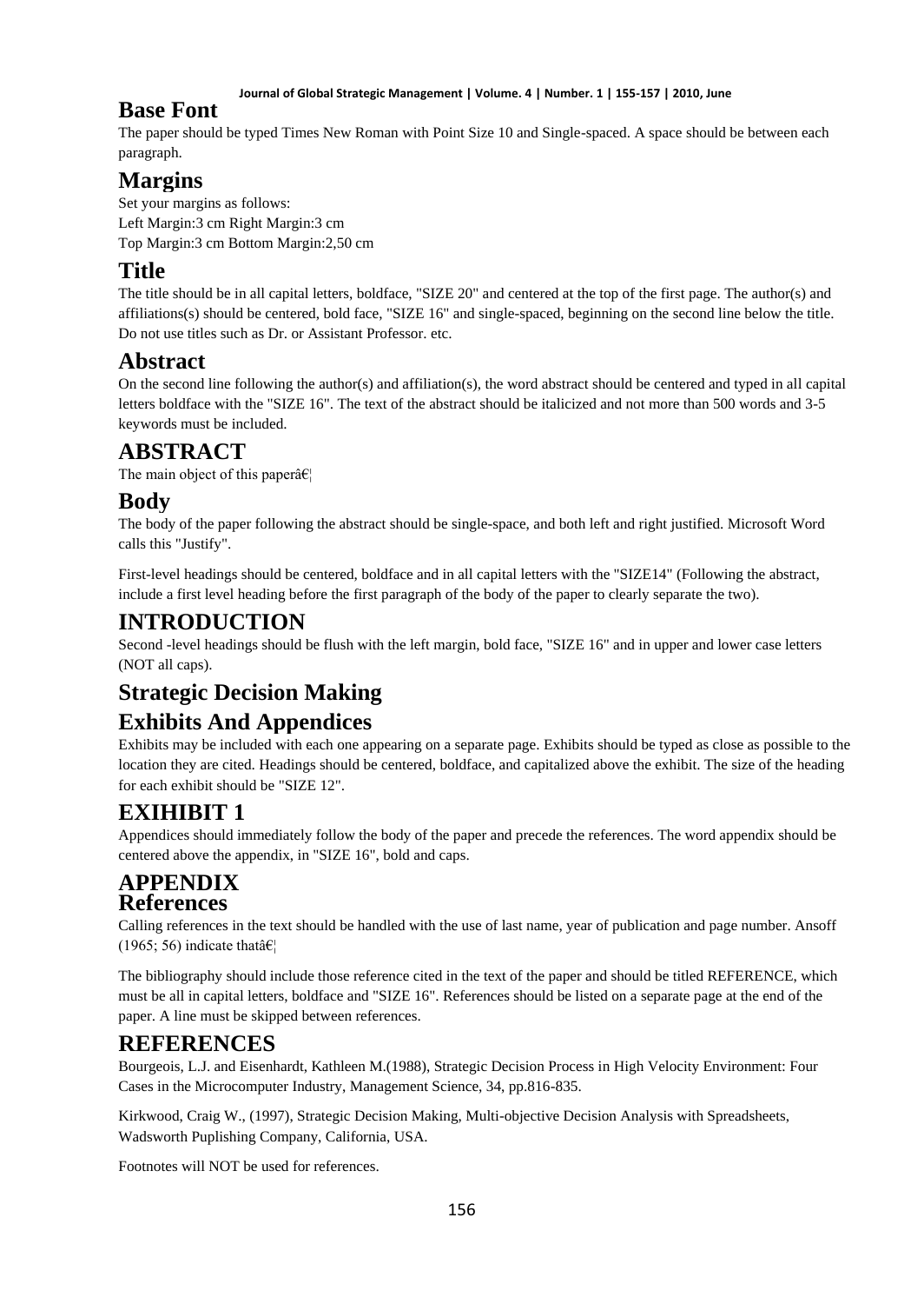## Base Font

The paper should be typed Times New Roman with Point Size 10 and Single-spaced. A space should be between each paragraph.

## Margins

Set your margins as follows:
Left Margin:3 cm Right Margin:3 cm
Top Margin:3 cm Bottom Margin:2,50 cm

## Title

The title should be in all capital letters, boldface, "SIZE 20" and centered at the top of the first page. The author(s) and affiliations(s) should be centered, bold face, "SIZE 16" and single-spaced, beginning on the second line below the title. Do not use titles such as Dr. or Assistant Professor. etc.

## Abstract

On the second line following the author(s) and affiliation(s), the word abstract should be centered and typed in all capital letters boldface with the "SIZE 16". The text of the abstract should be italicized and not more than 500 words and 3-5 keywords must be included.

## ABSTRACT

The main object of this paperâ€¦

## Body

The body of the paper following the abstract should be single-space, and both left and right justified. Microsoft Word calls this "Justify".

First-level headings should be centered, boldface and in all capital letters with the "SIZE14" (Following the abstract, include a first level heading before the first paragraph of the body of the paper to clearly separate the two).

## INTRODUCTION

Second -level headings should be flush with the left margin, bold face, "SIZE 16" and in upper and lower case letters (NOT all caps).

## Strategic Decision Making

## Exhibits And Appendices

Exhibits may be included with each one appearing on a separate page. Exhibits should be typed as close as possible to the location they are cited. Headings should be centered, boldface, and capitalized above the exhibit. The size of the heading for each exhibit should be "SIZE 12".

## EXIHIBIT 1

Appendices should immediately follow the body of the paper and precede the references. The word appendix should be centered above the appendix, in "SIZE 16", bold and caps.

## APPENDIX

## References

Calling references in the text should be handled with the use of last name, year of publication and page number. Ansoff (1965; 56) indicate thatâ€¦

The bibliography should include those reference cited in the text of the paper and should be titled REFERENCE, which must be all in capital letters, boldface and "SIZE 16". References should be listed on a separate page at the end of the paper. A line must be skipped between references.

## REFERENCES

Bourgeois, L.J. and Eisenhardt, Kathleen M.(1988), Strategic Decision Process in High Velocity Environment: Four Cases in the Microcomputer Industry, Management Science, 34, pp.816-835.

Kirkwood, Craig W., (1997), Strategic Decision Making, Multi-objective Decision Analysis with Spreadsheets, Wadsworth Puplishing Company, California, USA.

Footnotes will NOT be used for references.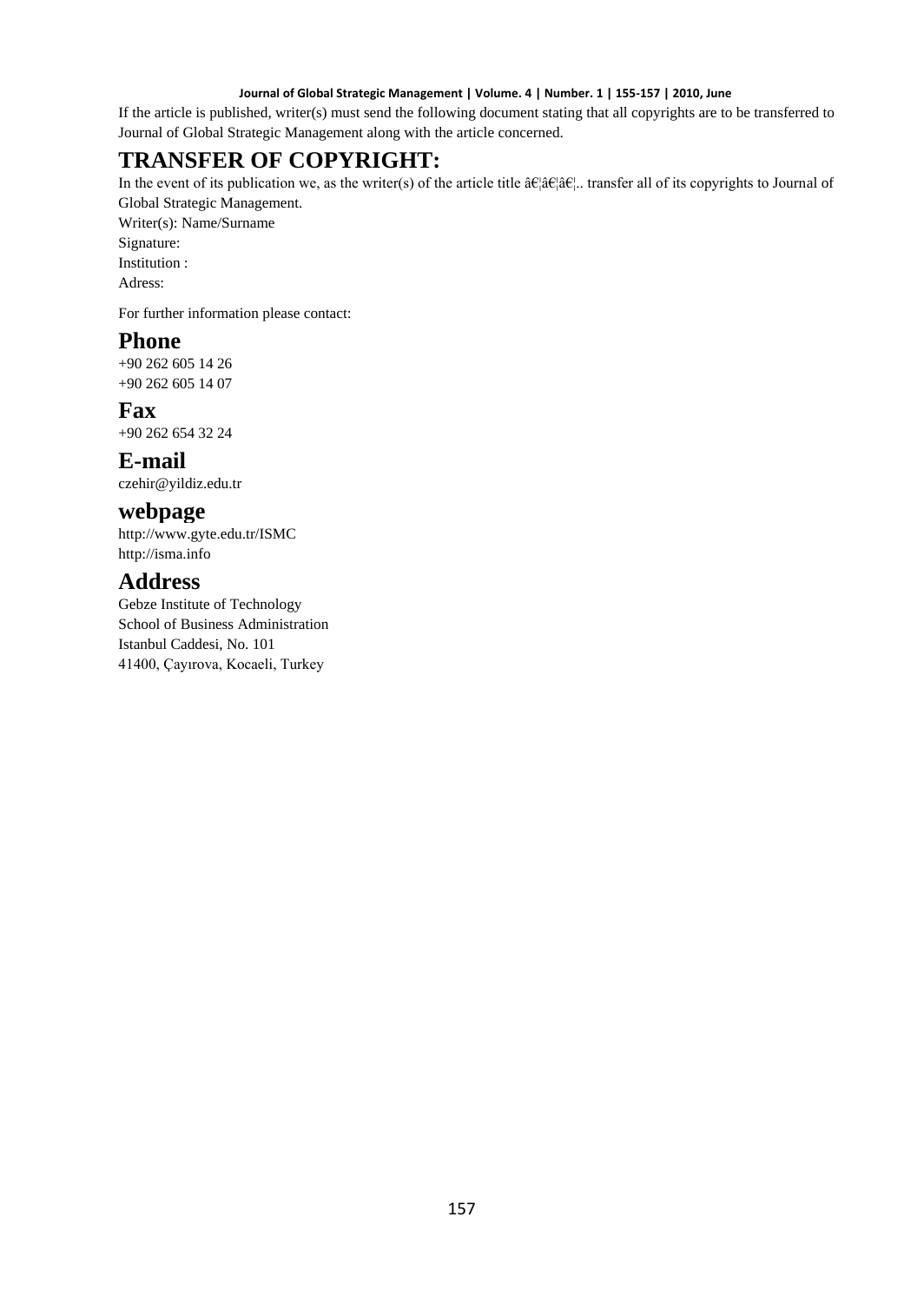If the article is published, writer(s) must send the following document stating that all copyrights are to be transferred to Journal of Global Strategic Management along with the article concerned.

# TRANSFER OF COPYRIGHT:

In the event of its publication we, as the writer(s) of the article title â€¦â€¦â€¦.. transfer all of its copyrights to Journal of Global Strategic Management.

Writer(s): Name/Surname

Signature:

Institution :

Adress:

For further information please contact:

## Phone

+90 262 605 14 26

+90 262 605 14 07

## Fax

+90 262 654 32 24

## E-mail

czehir@yildiz.edu.tr

## webpage

http://www.gyte.edu.tr/ISMC

http://isma.info

## Address

Gebze Institute of Technology

School of Business Administration

Istanbul Caddesi, No. 101

41400, Çayırova, Kocaeli, Turkey